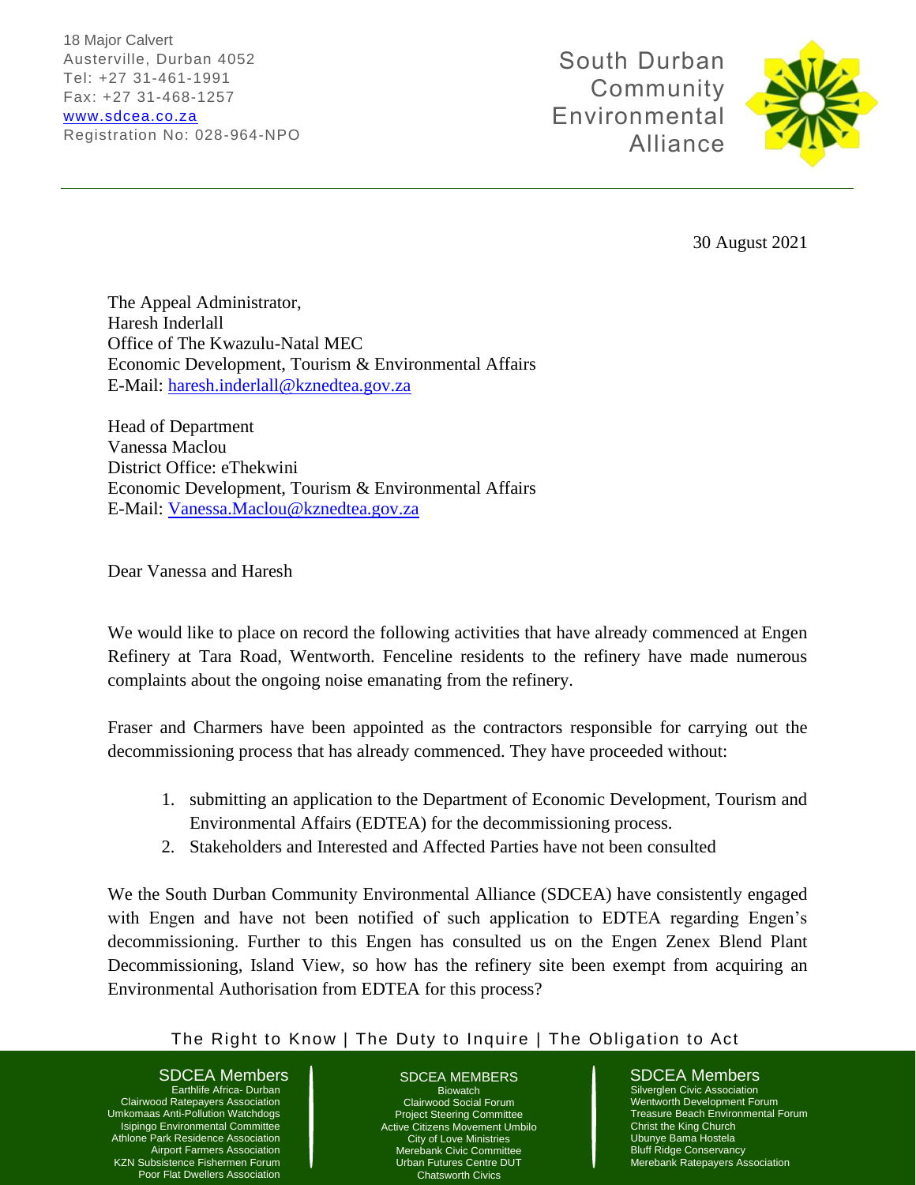18 Major Calvert
Austerville, Durban 4052
Tel: +27 31-461-1991
Fax: +27 31-468-1257
www.sdcea.co.za
Registration No: 028-964-NPO

South Durban Community Environmental Alliance

30 August 2021

The Appeal Administrator,
Haresh Inderlall
Office of The Kwazulu-Natal MEC
Economic Development, Tourism & Environmental Affairs
E-Mail: haresh.inderlall@kznedtea.gov.za

Head of Department
Vanessa Maclou
District Office: eThekwini
Economic Development, Tourism & Environmental Affairs
E-Mail: Vanessa.Maclou@kznedtea.gov.za

Dear Vanessa and Haresh

We would like to place on record the following activities that have already commenced at Engen Refinery at Tara Road, Wentworth. Fenceline residents to the refinery have made numerous complaints about the ongoing noise emanating from the refinery.

Fraser and Charmers have been appointed as the contractors responsible for carrying out the decommissioning process that has already commenced. They have proceeded without:

1. submitting an application to the Department of Economic Development, Tourism and Environmental Affairs (EDTEA) for the decommissioning process.
2. Stakeholders and Interested and Affected Parties have not been consulted

We the South Durban Community Environmental Alliance (SDCEA) have consistently engaged with Engen and have not been notified of such application to EDTEA regarding Engen's decommissioning. Further to this Engen has consulted us on the Engen Zenex Blend Plant Decommissioning, Island View, so how has the refinery site been exempt from acquiring an Environmental Authorisation from EDTEA for this process?

The Right to Know | The Duty to Inquire | The Obligation to Act

SDCEA Members
Earthlife Africa- Durban
Clairwood Ratepayers Association
Umkomaas Anti-Pollution Watchdogs
Isipingo Environmental Committee
Athlone Park Residence Association
Airport Farmers Association
KZN Subsistence Fishermen Forum
Poor Flat Dwellers Association

SDCEA MEMBERS
Biowatch
Clairwood Social Forum
Project Steering Committee
Active Citizens Movement Umbilo
City of Love Ministries
Merebank Civic Committee
Urban Futures Centre DUT
Chatsworth Civics

SDCEA Members
Silverglen Civic Association
Wentworth Development Forum
Treasure Beach Environmental Forum
Christ the King Church
Ubunye Bama Hostela
Bluff Ridge Conservancy
Merebank Ratepayers Association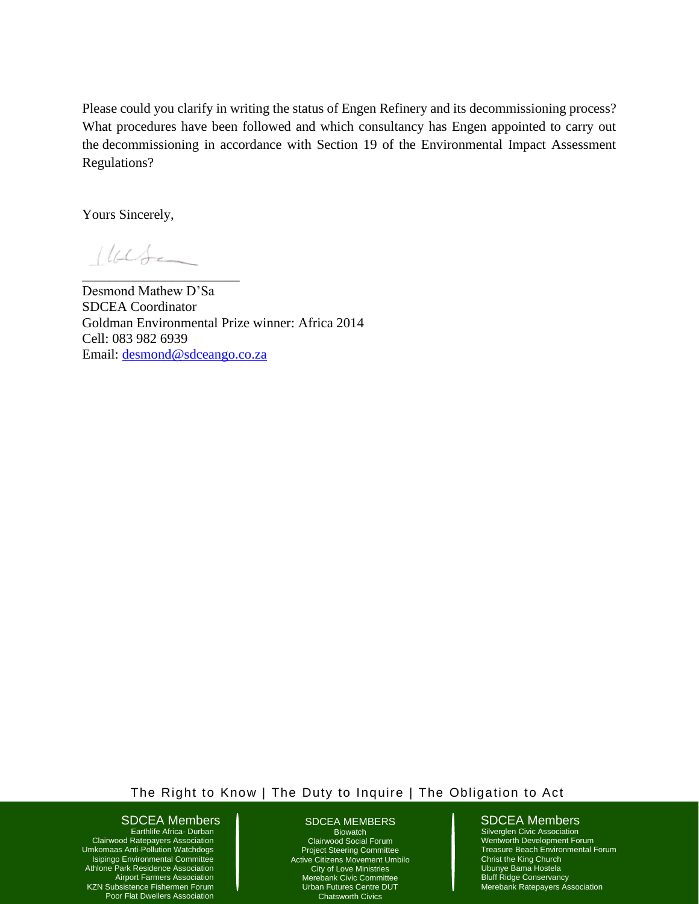Please could you clarify in writing the status of Engen Refinery and its decommissioning process? What procedures have been followed and which consultancy has Engen appointed to carry out the decommissioning in accordance with Section 19 of the Environmental Impact Assessment Regulations?

Yours Sincerely,

Desmond Mathew D'Sa
SDCEA Coordinator
Goldman Environmental Prize winner: Africa 2014
Cell: 083 982 6939
Email: desmond@sdceango.co.za

The Right to Know | The Duty to Inquire | The Obligation to Act

SDCEA Members
Earthlife Africa- Durban
Clairwood Ratepayers Association
Umkomaas Anti-Pollution Watchdogs
Isipingo Environmental Committee
Athlone Park Residence Association
Airport Farmers Association
KZN Subsistence Fishermen Forum
Poor Flat Dwellers Association

SDCEA MEMBERS
Biowatch
Clairwood Social Forum
Project Steering Committee
Active Citizens Movement Umbilo
City of Love Ministries
Merebank Civic Committee
Urban Futures Centre DUT
Chatsworth Civics

SDCEA Members
Silverglen Civic Association
Wentworth Development Forum
Treasure Beach Environmental Forum
Christ the King Church
Ubunye Bama Hostela
Bluff Ridge Conservancy
Merebank Ratepayers Association